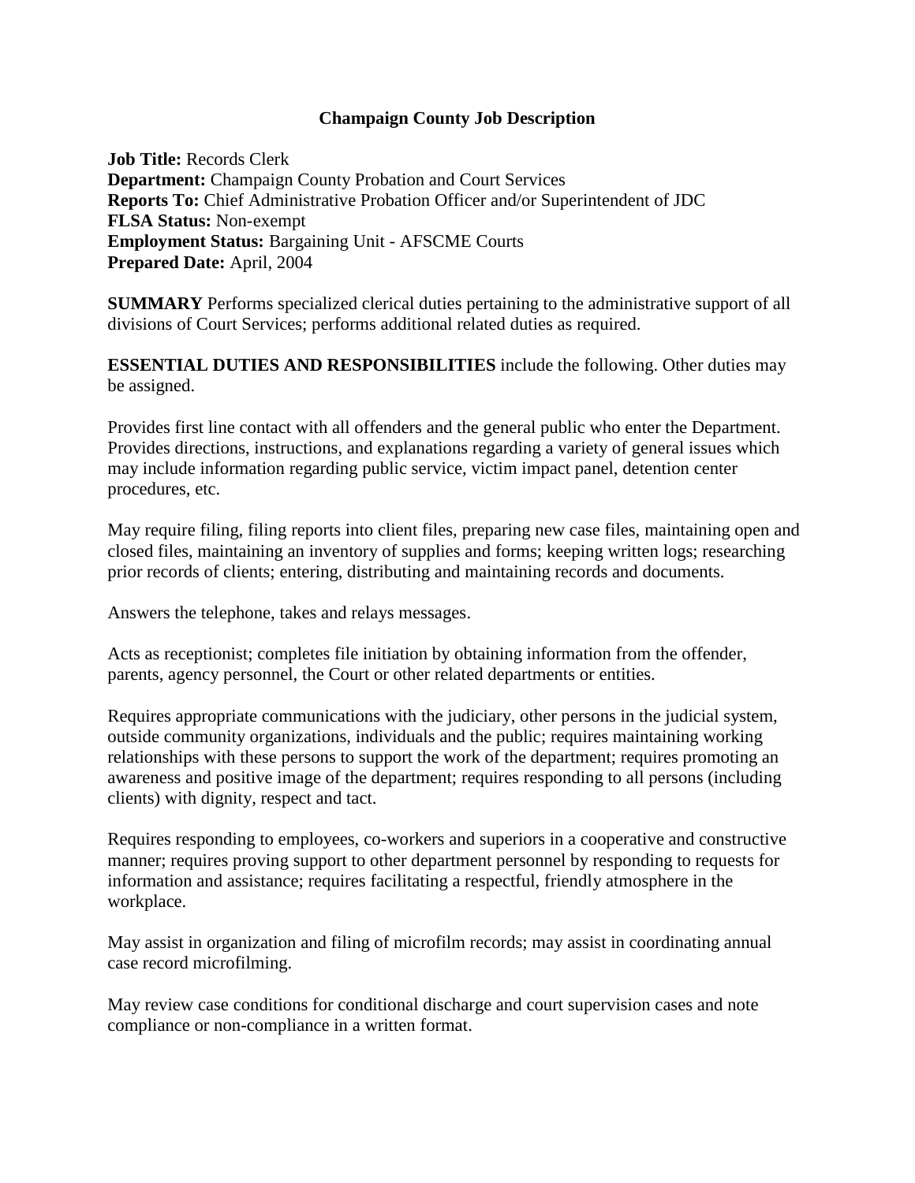# Champaign County Job Description

**Job Title:** Records Clerk
**Department:** Champaign County Probation and Court Services
**Reports To:** Chief Administrative Probation Officer and/or Superintendent of JDC
**FLSA Status:** Non-exempt
**Employment Status:** Bargaining Unit - AFSCME Courts
**Prepared Date:** April, 2004

**SUMMARY** Performs specialized clerical duties pertaining to the administrative support of all divisions of Court Services; performs additional related duties as required.

**ESSENTIAL DUTIES AND RESPONSIBILITIES** include the following. Other duties may be assigned.

Provides first line contact with all offenders and the general public who enter the Department. Provides directions, instructions, and explanations regarding a variety of general issues which may include information regarding public service, victim impact panel, detention center procedures, etc.

May require filing, filing reports into client files, preparing new case files, maintaining open and closed files, maintaining an inventory of supplies and forms; keeping written logs; researching prior records of clients; entering, distributing and maintaining records and documents.

Answers the telephone, takes and relays messages.

Acts as receptionist; completes file initiation by obtaining information from the offender, parents, agency personnel, the Court or other related departments or entities.

Requires appropriate communications with the judiciary, other persons in the judicial system, outside community organizations, individuals and the public; requires maintaining working relationships with these persons to support the work of the department; requires promoting an awareness and positive image of the department; requires responding to all persons (including clients) with dignity, respect and tact.

Requires responding to employees, co-workers and superiors in a cooperative and constructive manner; requires proving support to other department personnel by responding to requests for information and assistance; requires facilitating a respectful, friendly atmosphere in the workplace.

May assist in organization and filing of microfilm records; may assist in coordinating annual case record microfilming.

May review case conditions for conditional discharge and court supervision cases and note compliance or non-compliance in a written format.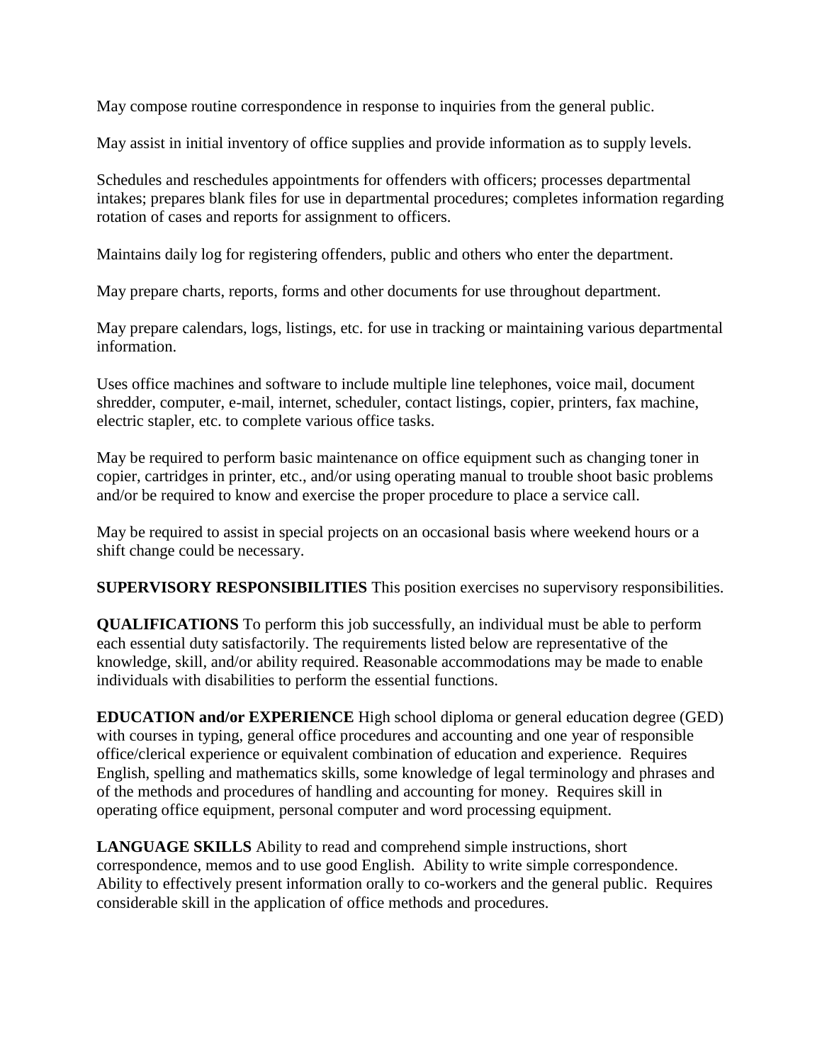May compose routine correspondence in response to inquiries from the general public.

May assist in initial inventory of office supplies and provide information as to supply levels.

Schedules and reschedules appointments for offenders with officers; processes departmental intakes; prepares blank files for use in departmental procedures; completes information regarding rotation of cases and reports for assignment to officers.

Maintains daily log for registering offenders, public and others who enter the department.

May prepare charts, reports, forms and other documents for use throughout department.

May prepare calendars, logs, listings, etc. for use in tracking or maintaining various departmental information.

Uses office machines and software to include multiple line telephones, voice mail, document shredder, computer, e-mail, internet, scheduler, contact listings, copier, printers, fax machine, electric stapler, etc. to complete various office tasks.

May be required to perform basic maintenance on office equipment such as changing toner in copier, cartridges in printer, etc., and/or using operating manual to trouble shoot basic problems and/or be required to know and exercise the proper procedure to place a service call.

May be required to assist in special projects on an occasional basis where weekend hours or a shift change could be necessary.

**SUPERVISORY RESPONSIBILITIES** This position exercises no supervisory responsibilities.

**QUALIFICATIONS** To perform this job successfully, an individual must be able to perform each essential duty satisfactorily. The requirements listed below are representative of the knowledge, skill, and/or ability required. Reasonable accommodations may be made to enable individuals with disabilities to perform the essential functions.

**EDUCATION and/or EXPERIENCE** High school diploma or general education degree (GED) with courses in typing, general office procedures and accounting and one year of responsible office/clerical experience or equivalent combination of education and experience. Requires English, spelling and mathematics skills, some knowledge of legal terminology and phrases and of the methods and procedures of handling and accounting for money. Requires skill in operating office equipment, personal computer and word processing equipment.

**LANGUAGE SKILLS** Ability to read and comprehend simple instructions, short correspondence, memos and to use good English. Ability to write simple correspondence. Ability to effectively present information orally to co-workers and the general public. Requires considerable skill in the application of office methods and procedures.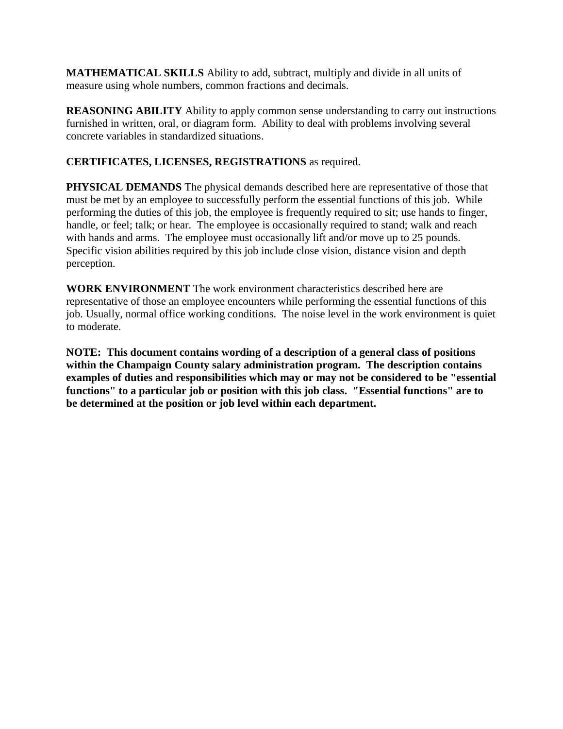**MATHEMATICAL SKILLS** Ability to add, subtract, multiply and divide in all units of measure using whole numbers, common fractions and decimals.

**REASONING ABILITY** Ability to apply common sense understanding to carry out instructions furnished in written, oral, or diagram form. Ability to deal with problems involving several concrete variables in standardized situations.

**CERTIFICATES, LICENSES, REGISTRATIONS** as required.

**PHYSICAL DEMANDS** The physical demands described here are representative of those that must be met by an employee to successfully perform the essential functions of this job. While performing the duties of this job, the employee is frequently required to sit; use hands to finger, handle, or feel; talk; or hear. The employee is occasionally required to stand; walk and reach with hands and arms. The employee must occasionally lift and/or move up to 25 pounds. Specific vision abilities required by this job include close vision, distance vision and depth perception.

**WORK ENVIRONMENT** The work environment characteristics described here are representative of those an employee encounters while performing the essential functions of this job. Usually, normal office working conditions. The noise level in the work environment is quiet to moderate.

**NOTE: This document contains wording of a description of a general class of positions within the Champaign County salary administration program. The description contains examples of duties and responsibilities which may or may not be considered to be "essential functions" to a particular job or position with this job class. "Essential functions" are to be determined at the position or job level within each department.**